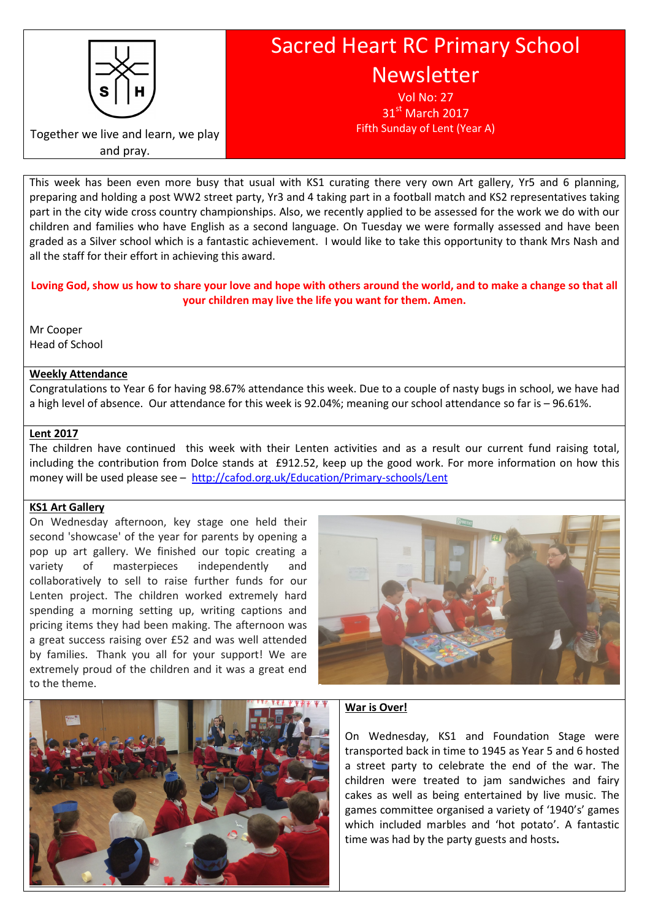Together we live and learn, we play and pray.

# Sacred Heart RC Primary School Newsletter

Vol No: 27

31st March 2017

Fifth Sunday of Lent (Year A)

This week has been even more busy that usual with KS1 curating there very own Art gallery, Yr5 and 6 planning, preparing and holding a post WW2 street party, Yr3 and 4 taking part in a football match and KS2 representatives taking part in the city wide cross country championships. Also, we recently applied to be assessed for the work we do with our children and families who have English as a second language. On Tuesday we were formally assessed and have been graded as a Silver school which is a fantastic achievement. I would like to take this opportunity to thank Mrs Nash and all the staff for their effort in achieving this award.

**Loving God, show us how to share your love and hope with others around the world, and to make a change so that all your children may live the life you want for them. Amen.**

Mr Cooper
Head of School

## Weekly Attendance

Congratulations to Year 6 for having 98.67% attendance this week. Due to a couple of nasty bugs in school, we have had a high level of absence. Our attendance for this week is 92.04%; meaning our school attendance so far is – 96.61%.

## Lent 2017

The children have continued this week with their Lenten activities and as a result our current fund raising total, including the contribution from Dolce stands at £912.52, keep up the good work. For more information on how this money will be used please see – http://cafod.org.uk/Education/Primary-schools/Lent

## KS1 Art Gallery

On Wednesday afternoon, key stage one held their second 'showcase' of the year for parents by opening a pop up art gallery. We finished our topic creating a variety of masterpieces independently and collaboratively to sell to raise further funds for our Lenten project. The children worked extremely hard spending a morning setting up, writing captions and pricing items they had been making. The afternoon was a great success raising over £52 and was well attended by families. Thank you all for your support! We are extremely proud of the children and it was a great end to the theme.

## War is Over!

On Wednesday, KS1 and Foundation Stage were transported back in time to 1945 as Year 5 and 6 hosted a street party to celebrate the end of the war. The children were treated to jam sandwiches and fairy cakes as well as being entertained by live music. The games committee organised a variety of '1940's' games which included marbles and 'hot potato'. A fantastic time was had by the party guests and hosts.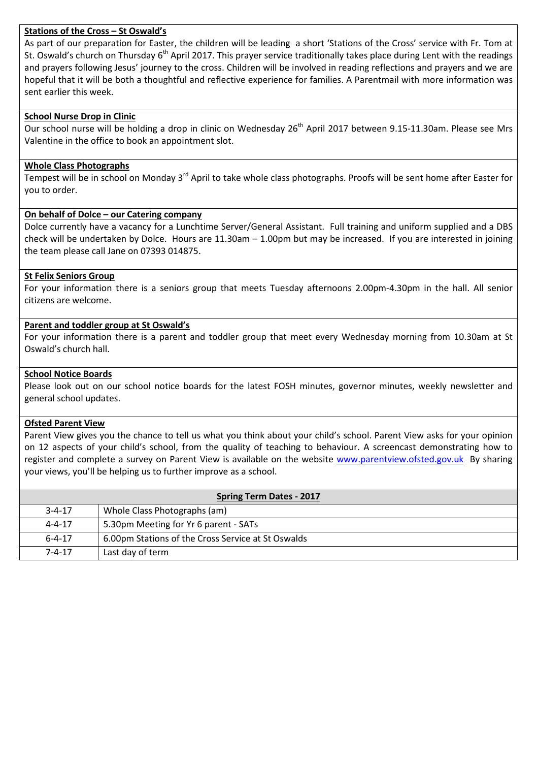**Stations of the Cross – St Oswald's**

As part of our preparation for Easter, the children will be leading a short 'Stations of the Cross' service with Fr. Tom at St. Oswald's church on Thursday 6th April 2017. This prayer service traditionally takes place during Lent with the readings and prayers following Jesus' journey to the cross. Children will be involved in reading reflections and prayers and we are hopeful that it will be both a thoughtful and reflective experience for families. A Parentmail with more information was sent earlier this week.

**School Nurse Drop in Clinic**

Our school nurse will be holding a drop in clinic on Wednesday 26th April 2017 between 9.15-11.30am. Please see Mrs Valentine in the office to book an appointment slot.

**Whole Class Photographs**

Tempest will be in school on Monday 3rd April to take whole class photographs. Proofs will be sent home after Easter for you to order.

**On behalf of Dolce – our Catering company**

Dolce currently have a vacancy for a Lunchtime Server/General Assistant. Full training and uniform supplied and a DBS check will be undertaken by Dolce. Hours are 11.30am – 1.00pm but may be increased. If you are interested in joining the team please call Jane on 07393 014875.

**St Felix Seniors Group**

For your information there is a seniors group that meets Tuesday afternoons 2.00pm-4.30pm in the hall. All senior citizens are welcome.

**Parent and toddler group at St Oswald's**

For your information there is a parent and toddler group that meet every Wednesday morning from 10.30am at St Oswald's church hall.

**School Notice Boards**

Please look out on our school notice boards for the latest FOSH minutes, governor minutes, weekly newsletter and general school updates.

**Ofsted Parent View**

Parent View gives you the chance to tell us what you think about your child's school. Parent View asks for your opinion on 12 aspects of your child's school, from the quality of teaching to behaviour. A screencast demonstrating how to register and complete a survey on Parent View is available on the website www.parentview.ofsted.gov.uk By sharing your views, you'll be helping us to further improve as a school.

| **Spring Term Dates - 2017** | |
|---|---|
| 3-4-17 | Whole Class Photographs (am) |
| 4-4-17 | 5.30pm Meeting for Yr 6 parent - SATs |
| 6-4-17 | 6.00pm Stations of the Cross Service at St Oswalds |
| 7-4-17 | Last day of term |